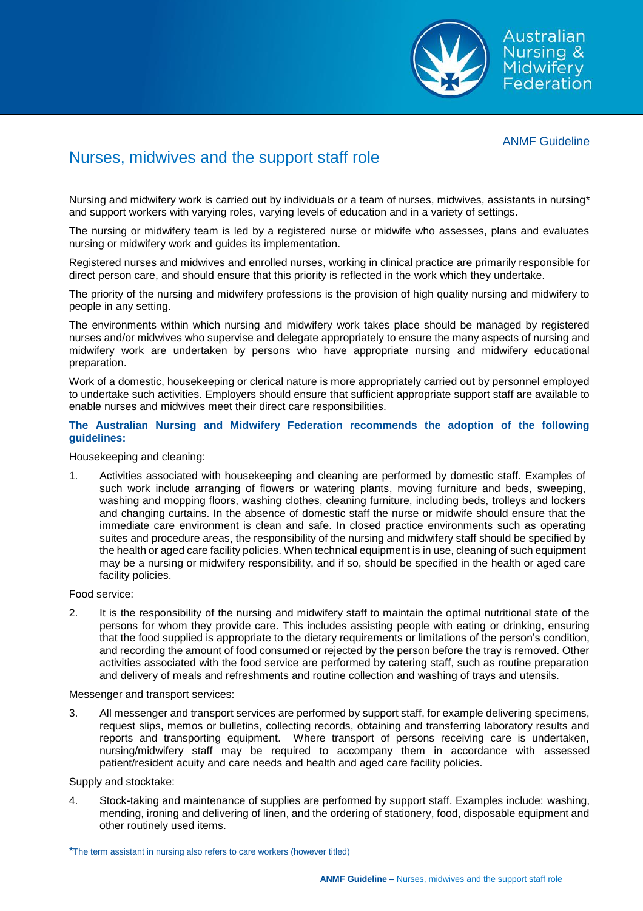ANMF Guideline

# Nurses, midwives and the support staff role

Nursing and midwifery work is carried out by individuals or a team of nurses, midwives, assistants in nursing* and support workers with varying roles, varying levels of education and in a variety of settings.

The nursing or midwifery team is led by a registered nurse or midwife who assesses, plans and evaluates nursing or midwifery work and guides its implementation.

Registered nurses and midwives and enrolled nurses, working in clinical practice are primarily responsible for direct person care, and should ensure that this priority is reflected in the work which they undertake.

The priority of the nursing and midwifery professions is the provision of high quality nursing and midwifery to people in any setting.

The environments within which nursing and midwifery work takes place should be managed by registered nurses and/or midwives who supervise and delegate appropriately to ensure the many aspects of nursing and midwifery work are undertaken by persons who have appropriate nursing and midwifery educational preparation.

Work of a domestic, housekeeping or clerical nature is more appropriately carried out by personnel employed to undertake such activities. Employers should ensure that sufficient appropriate support staff are available to enable nurses and midwives meet their direct care responsibilities.

**The Australian Nursing and Midwifery Federation recommends the adoption of the following guidelines:**

Housekeeping and cleaning:

1. Activities associated with housekeeping and cleaning are performed by domestic staff. Examples of such work include arranging of flowers or watering plants, moving furniture and beds, sweeping, washing and mopping floors, washing clothes, cleaning furniture, including beds, trolleys and lockers and changing curtains. In the absence of domestic staff the nurse or midwife should ensure that the immediate care environment is clean and safe. In closed practice environments such as operating suites and procedure areas, the responsibility of the nursing and midwifery staff should be specified by the health or aged care facility policies. When technical equipment is in use, cleaning of such equipment may be a nursing or midwifery responsibility, and if so, should be specified in the health or aged care facility policies.

Food service:

2. It is the responsibility of the nursing and midwifery staff to maintain the optimal nutritional state of the persons for whom they provide care. This includes assisting people with eating or drinking, ensuring that the food supplied is appropriate to the dietary requirements or limitations of the person's condition, and recording the amount of food consumed or rejected by the person before the tray is removed. Other activities associated with the food service are performed by catering staff, such as routine preparation and delivery of meals and refreshments and routine collection and washing of trays and utensils.

Messenger and transport services:

3. All messenger and transport services are performed by support staff, for example delivering specimens, request slips, memos or bulletins, collecting records, obtaining and transferring laboratory results and reports and transporting equipment. Where transport of persons receiving care is undertaken, nursing/midwifery staff may be required to accompany them in accordance with assessed patient/resident acuity and care needs and health and aged care facility policies.

Supply and stocktake:

4. Stock-taking and maintenance of supplies are performed by support staff. Examples include: washing, mending, ironing and delivering of linen, and the ordering of stationery, food, disposable equipment and other routinely used items.

*The term assistant in nursing also refers to care workers (however titled)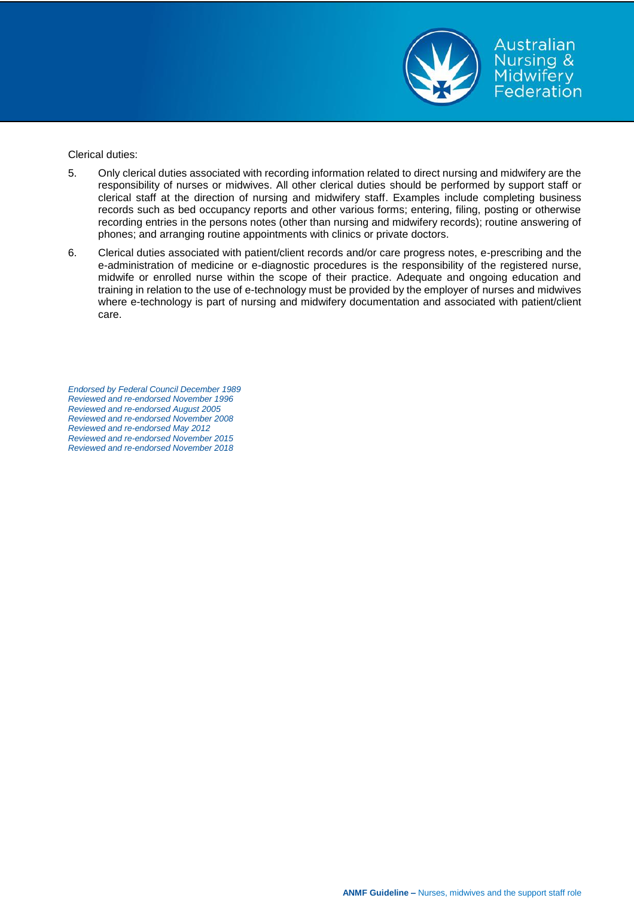Clerical duties:

5. Only clerical duties associated with recording information related to direct nursing and midwifery are the responsibility of nurses or midwives. All other clerical duties should be performed by support staff or clerical staff at the direction of nursing and midwifery staff. Examples include completing business records such as bed occupancy reports and other various forms; entering, filing, posting or otherwise recording entries in the persons notes (other than nursing and midwifery records); routine answering of phones; and arranging routine appointments with clinics or private doctors.

6. Clerical duties associated with patient/client records and/or care progress notes, e-prescribing and the e-administration of medicine or e-diagnostic procedures is the responsibility of the registered nurse, midwife or enrolled nurse within the scope of their practice. Adequate and ongoing education and training in relation to the use of e-technology must be provided by the employer of nurses and midwives where e-technology is part of nursing and midwifery documentation and associated with patient/client care.

*Endorsed by Federal Council December 1989*
*Reviewed and re-endorsed November 1996*
*Reviewed and re-endorsed August 2005*
*Reviewed and re-endorsed November 2008*
*Reviewed and re-endorsed May 2012*
*Reviewed and re-endorsed November 2015*
*Reviewed and re-endorsed November 2018*